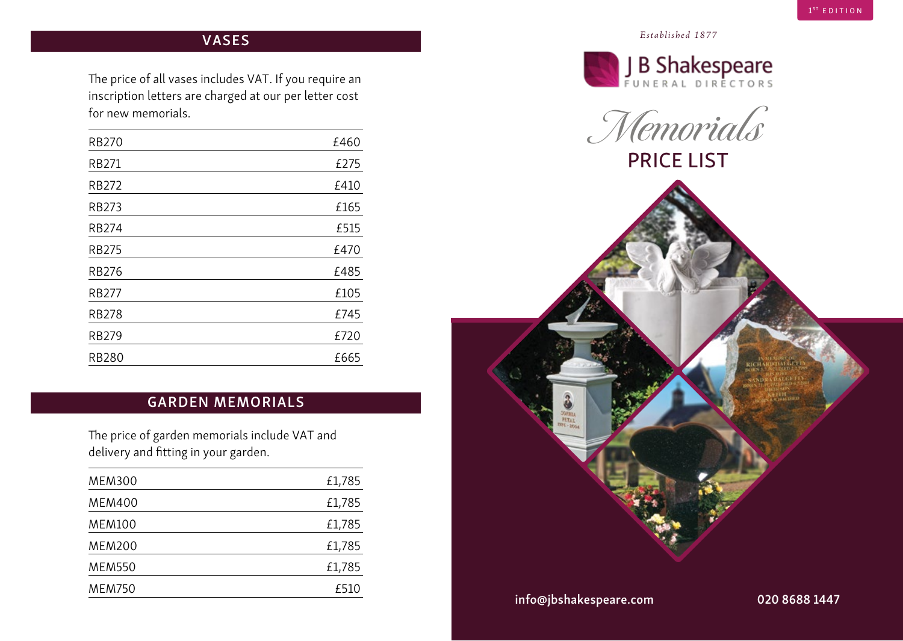## VASES

The price of all vases includes VAT. If you require an inscription letters are charged at our per letter cost for new memorials.

| | |
|---|---|
| RB270 | £460 |
| RB271 | £275 |
| RB272 | £410 |
| RB273 | £165 |
| RB274 | £515 |
| RB275 | £470 |
| RB276 | £485 |
| RB277 | £105 |
| RB278 | £745 |
| RB279 | £720 |
| RB280 | £665 |

## GARDEN MEMORIALS

The price of garden memorials include VAT and delivery and fitting in your garden.

| | |
|---|---|
| MEM300 | £1,785 |
| MEM400 | £1,785 |
| MEM100 | £1,785 |
| MEM200 | £1,785 |
| MEM550 | £1,785 |
| MEM750 | £510 |

1ST EDITION

*Established 1877*

J B Shakespeare
FUNERAL DIRECTORS

# *Memorials*
# PRICE LIST

info@jbshakespeare.com

020 8688 1447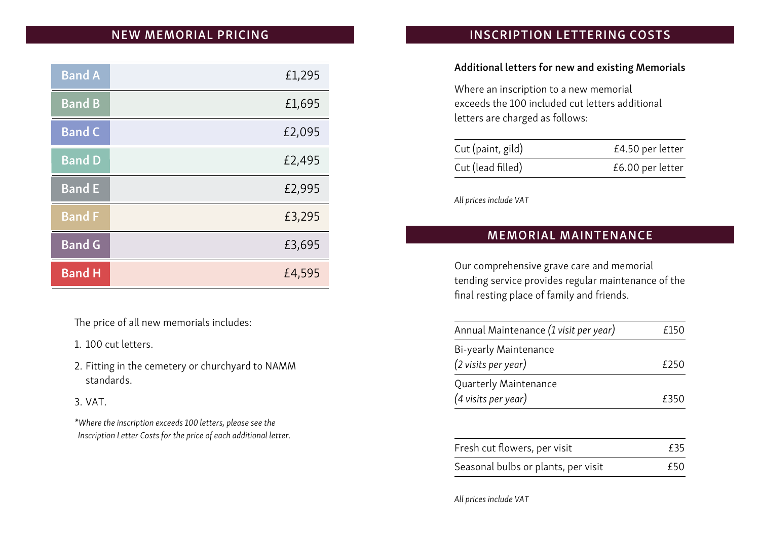## NEW MEMORIAL PRICING

| | |
|---|---|
| Band A | £1,295 |
| Band B | £1,695 |
| Band C | £2,095 |
| Band D | £2,495 |
| Band E | £2,995 |
| Band F | £3,295 |
| Band G | £3,695 |
| Band H | £4,595 |

The price of all new memorials includes:

1. 100 cut letters.
2. Fitting in the cemetery or churchyard to NAMM standards.
3. VAT.

**Where the inscription exceeds 100 letters, please see the Inscription Letter Costs for the price of each additional letter.*

## INSCRIPTION LETTERING COSTS

**Additional letters for new and existing Memorials**

Where an inscription to a new memorial exceeds the 100 included cut letters additional letters are charged as follows:

| | |
|---|---|
| Cut (paint, gild) | £4.50 per letter |
| Cut (lead filled) | £6.00 per letter |

*All prices include VAT*

## MEMORIAL MAINTENANCE

Our comprehensive grave care and memorial tending service provides regular maintenance of the final resting place of family and friends.

| | |
|---|---|
| Annual Maintenance *(1 visit per year)* | £150 |
| Bi-yearly Maintenance *(2 visits per year)* | £250 |
| Quarterly Maintenance *(4 visits per year)* | £350 |

| | |
|---|---|
| Fresh cut flowers, per visit | £35 |
| Seasonal bulbs or plants, per visit | £50 |

*All prices include VAT*